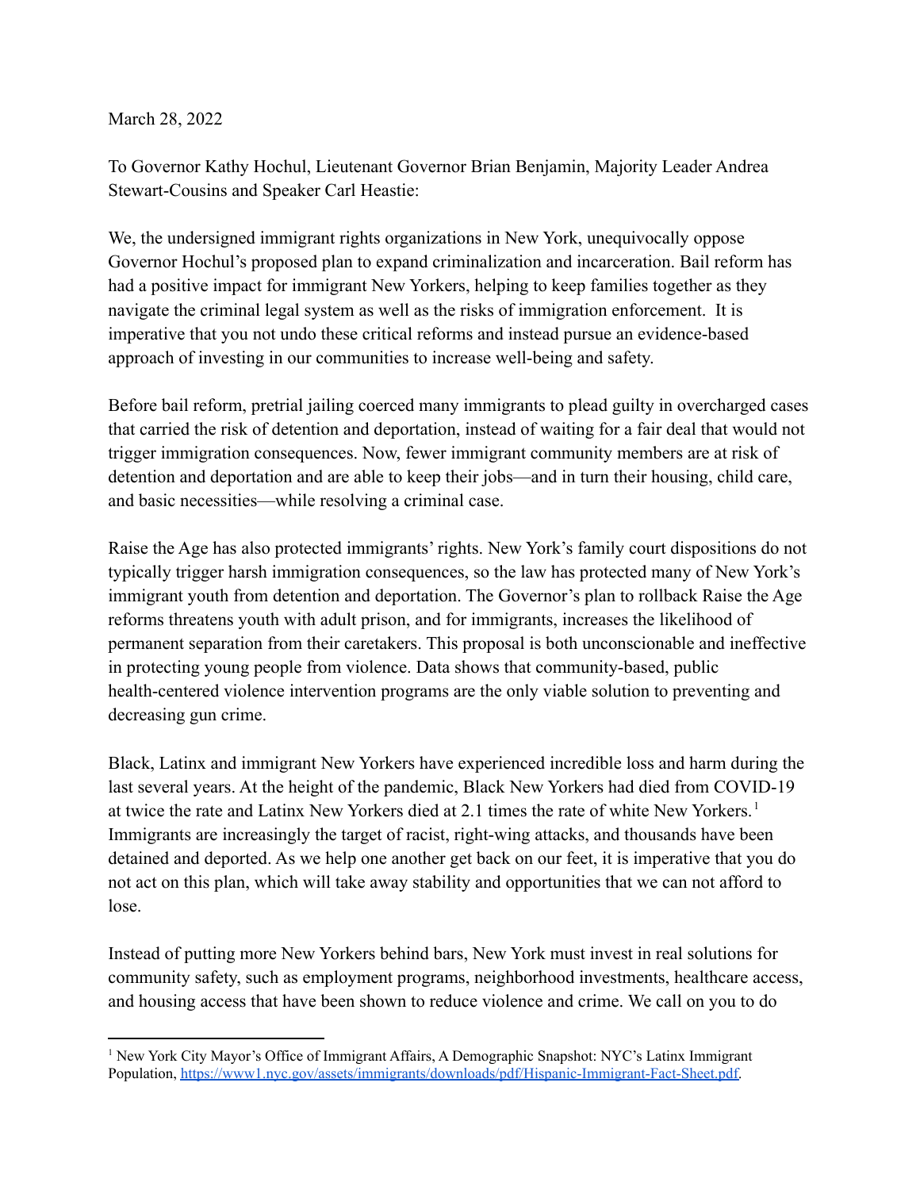March 28, 2022

To Governor Kathy Hochul, Lieutenant Governor Brian Benjamin, Majority Leader Andrea Stewart-Cousins and Speaker Carl Heastie:

We, the undersigned immigrant rights organizations in New York, unequivocally oppose Governor Hochul's proposed plan to expand criminalization and incarceration. Bail reform has had a positive impact for immigrant New Yorkers, helping to keep families together as they navigate the criminal legal system as well as the risks of immigration enforcement. It is imperative that you not undo these critical reforms and instead pursue an evidence-based approach of investing in our communities to increase well-being and safety.

Before bail reform, pretrial jailing coerced many immigrants to plead guilty in overcharged cases that carried the risk of detention and deportation, instead of waiting for a fair deal that would not trigger immigration consequences. Now, fewer immigrant community members are at risk of detention and deportation and are able to keep their jobs—and in turn their housing, child care, and basic necessities—while resolving a criminal case.

Raise the Age has also protected immigrants' rights. New York's family court dispositions do not typically trigger harsh immigration consequences, so the law has protected many of New York's immigrant youth from detention and deportation. The Governor's plan to rollback Raise the Age reforms threatens youth with adult prison, and for immigrants, increases the likelihood of permanent separation from their caretakers. This proposal is both unconscionable and ineffective in protecting young people from violence. Data shows that community-based, public health-centered violence intervention programs are the only viable solution to preventing and decreasing gun crime.

Black, Latinx and immigrant New Yorkers have experienced incredible loss and harm during the last several years. At the height of the pandemic, Black New Yorkers had died from COVID-19 at twice the rate and Latinx New Yorkers died at 2.1 times the rate of white New Yorkers.[1] Immigrants are increasingly the target of racist, right-wing attacks, and thousands have been detained and deported. As we help one another get back on our feet, it is imperative that you do not act on this plan, which will take away stability and opportunities that we can not afford to lose.

Instead of putting more New Yorkers behind bars, New York must invest in real solutions for community safety, such as employment programs, neighborhood investments, healthcare access, and housing access that have been shown to reduce violence and crime. We call on you to do

---

[1] New York City Mayor's Office of Immigrant Affairs, A Demographic Snapshot: NYC's Latinx Immigrant Population, https://www1.nyc.gov/assets/immigrants/downloads/pdf/Hispanic-Immigrant-Fact-Sheet.pdf.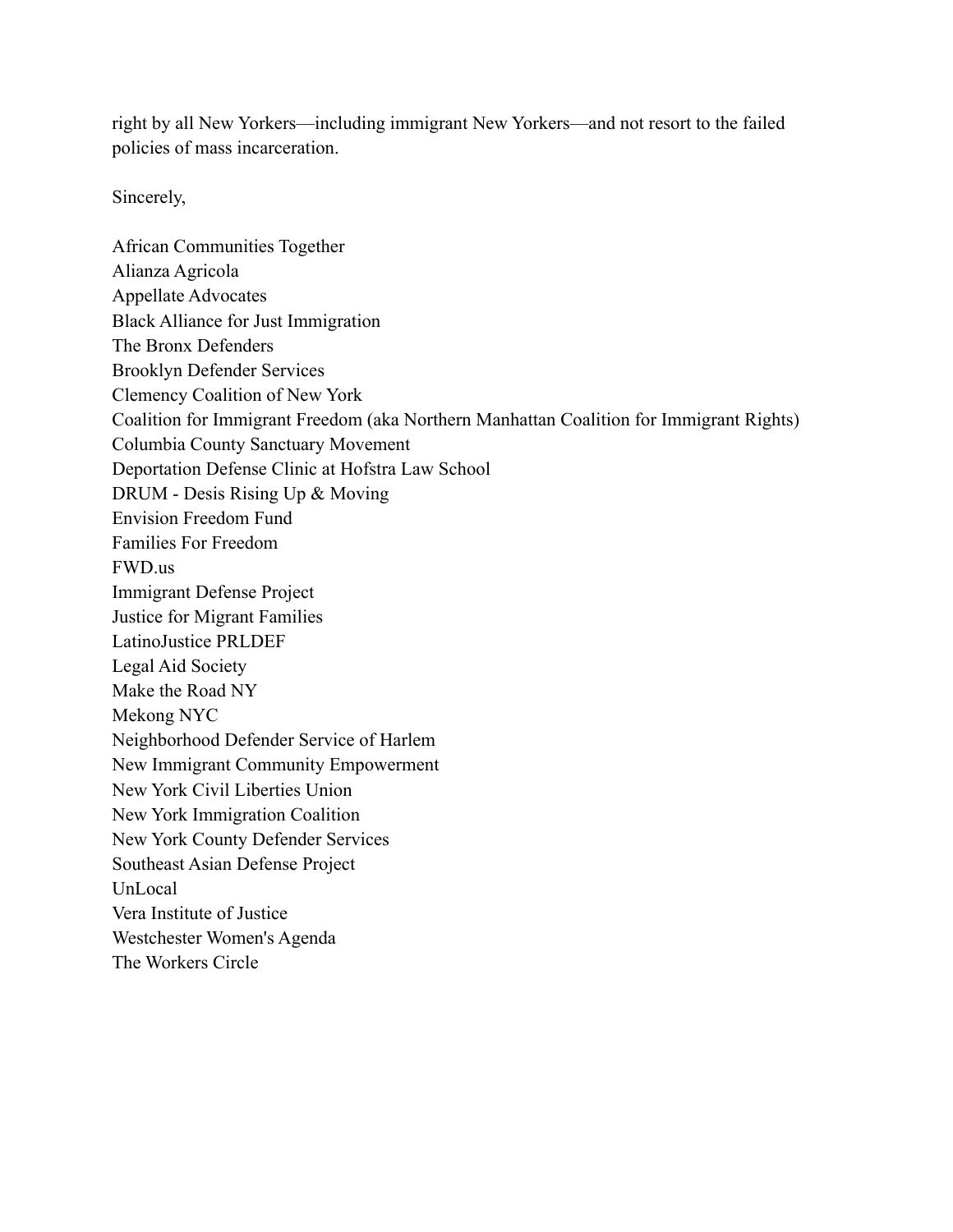right by all New Yorkers—including immigrant New Yorkers—and not resort to the failed policies of mass incarceration.

Sincerely,

African Communities Together
Alianza Agricola
Appellate Advocates
Black Alliance for Just Immigration
The Bronx Defenders
Brooklyn Defender Services
Clemency Coalition of New York
Coalition for Immigrant Freedom (aka Northern Manhattan Coalition for Immigrant Rights)
Columbia County Sanctuary Movement
Deportation Defense Clinic at Hofstra Law School
DRUM - Desis Rising Up & Moving
Envision Freedom Fund
Families For Freedom
FWD.us
Immigrant Defense Project
Justice for Migrant Families
LatinoJustice PRLDEF
Legal Aid Society
Make the Road NY
Mekong NYC
Neighborhood Defender Service of Harlem
New Immigrant Community Empowerment
New York Civil Liberties Union
New York Immigration Coalition
New York County Defender Services
Southeast Asian Defense Project
UnLocal
Vera Institute of Justice
Westchester Women's Agenda
The Workers Circle